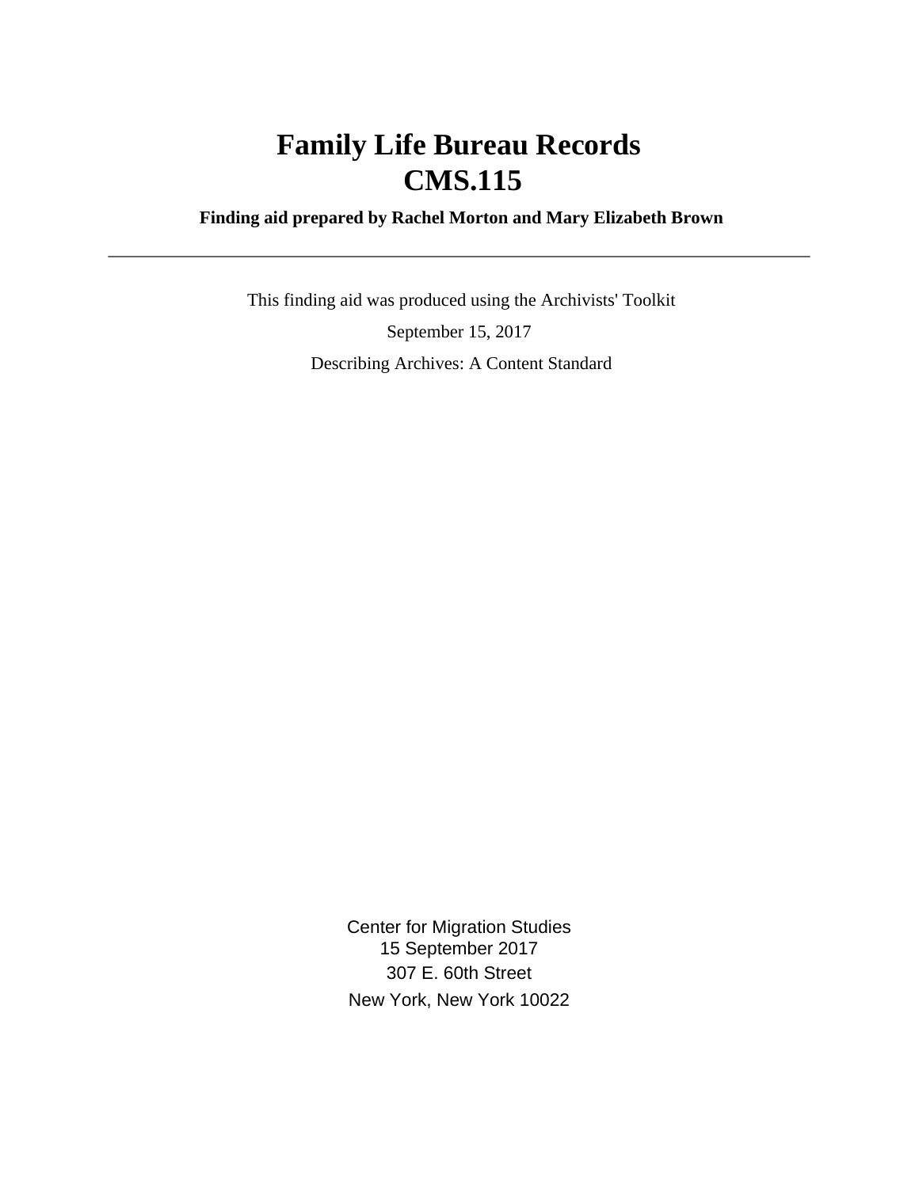# Family Life Bureau Records
# CMS.115

**Finding aid prepared by Rachel Morton and Mary Elizabeth Brown**

---

This finding aid was produced using the Archivists' Toolkit

September 15, 2017

Describing Archives: A Content Standard

Center for Migration Studies
15 September 2017
307 E. 60th Street
New York, New York 10022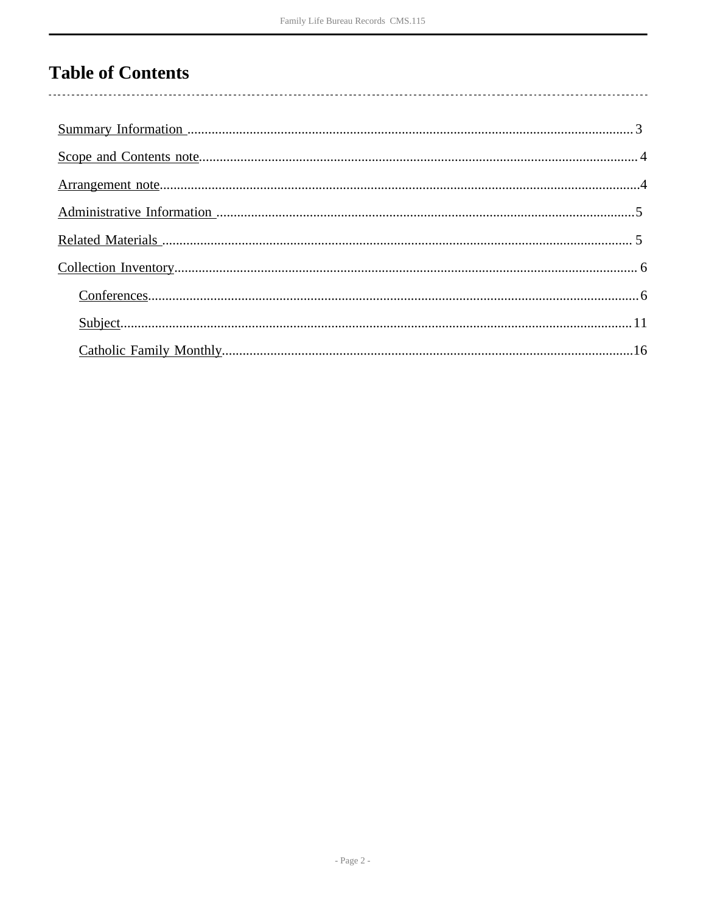# Table of Contents

Summary Information .......... 3

Scope and Contents note .......... 4

Arrangement note .......... 4

Administrative Information .......... 5

Related Materials .......... 5

Collection Inventory .......... 6

- Conferences .......... 6
- Subject .......... 11
- Catholic Family Monthly .......... 16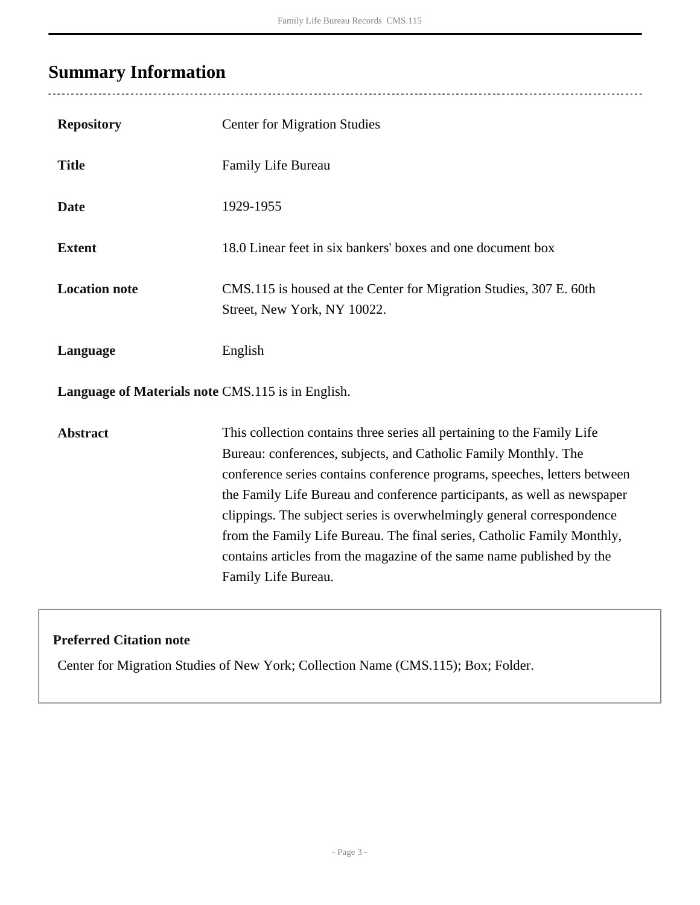## Summary Information

| | |
|---|---|
| **Repository** | Center for Migration Studies |
| **Title** | Family Life Bureau |
| **Date** | 1929-1955 |
| **Extent** | 18.0 Linear feet in six bankers' boxes and one document box |
| **Location note** | CMS.115 is housed at the Center for Migration Studies, 307 E. 60th Street, New York, NY 10022. |
| **Language** | English |
| **Language of Materials note** | CMS.115 is in English. |
| **Abstract** | This collection contains three series all pertaining to the Family Life Bureau: conferences, subjects, and Catholic Family Monthly. The conference series contains conference programs, speeches, letters between the Family Life Bureau and conference participants, as well as newspaper clippings. The subject series is overwhelmingly general correspondence from the Family Life Bureau. The final series, Catholic Family Monthly, contains articles from the magazine of the same name published by the Family Life Bureau. |

**Preferred Citation note**

Center for Migration Studies of New York; Collection Name (CMS.115); Box; Folder.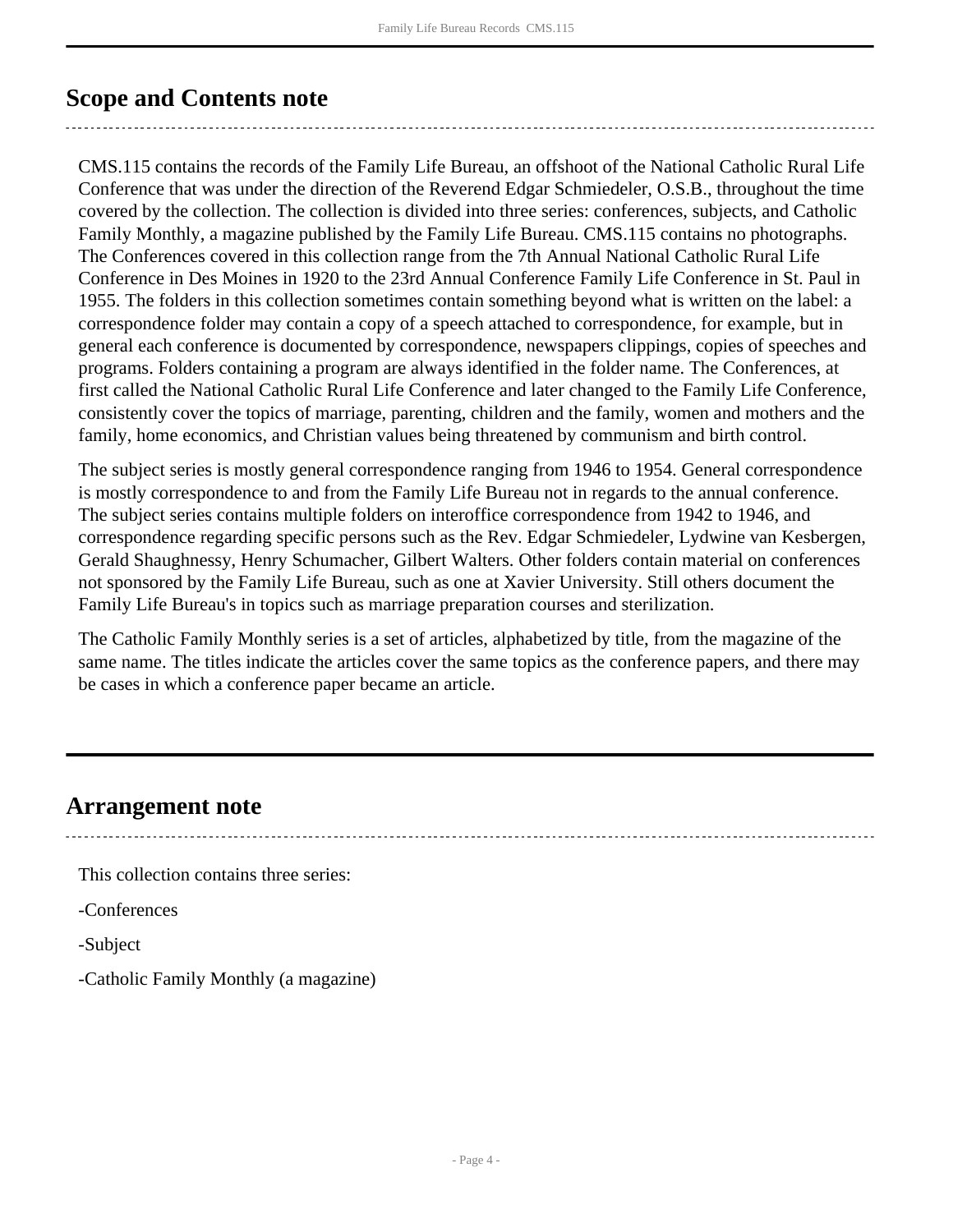## Scope and Contents note

CMS.115 contains the records of the Family Life Bureau, an offshoot of the National Catholic Rural Life Conference that was under the direction of the Reverend Edgar Schmiedeler, O.S.B., throughout the time covered by the collection. The collection is divided into three series: conferences, subjects, and Catholic Family Monthly, a magazine published by the Family Life Bureau. CMS.115 contains no photographs. The Conferences covered in this collection range from the 7th Annual National Catholic Rural Life Conference in Des Moines in 1920 to the 23rd Annual Conference Family Life Conference in St. Paul in 1955. The folders in this collection sometimes contain something beyond what is written on the label: a correspondence folder may contain a copy of a speech attached to correspondence, for example, but in general each conference is documented by correspondence, newspapers clippings, copies of speeches and programs. Folders containing a program are always identified in the folder name. The Conferences, at first called the National Catholic Rural Life Conference and later changed to the Family Life Conference, consistently cover the topics of marriage, parenting, children and the family, women and mothers and the family, home economics, and Christian values being threatened by communism and birth control.

The subject series is mostly general correspondence ranging from 1946 to 1954. General correspondence is mostly correspondence to and from the Family Life Bureau not in regards to the annual conference. The subject series contains multiple folders on interoffice correspondence from 1942 to 1946, and correspondence regarding specific persons such as the Rev. Edgar Schmiedeler, Lydwine van Kesbergen, Gerald Shaughnessy, Henry Schumacher, Gilbert Walters. Other folders contain material on conferences not sponsored by the Family Life Bureau, such as one at Xavier University. Still others document the Family Life Bureau's in topics such as marriage preparation courses and sterilization.

The Catholic Family Monthly series is a set of articles, alphabetized by title, from the magazine of the same name. The titles indicate the articles cover the same topics as the conference papers, and there may be cases in which a conference paper became an article.

## Arrangement note

This collection contains three series:

-Conferences

-Subject

-Catholic Family Monthly (a magazine)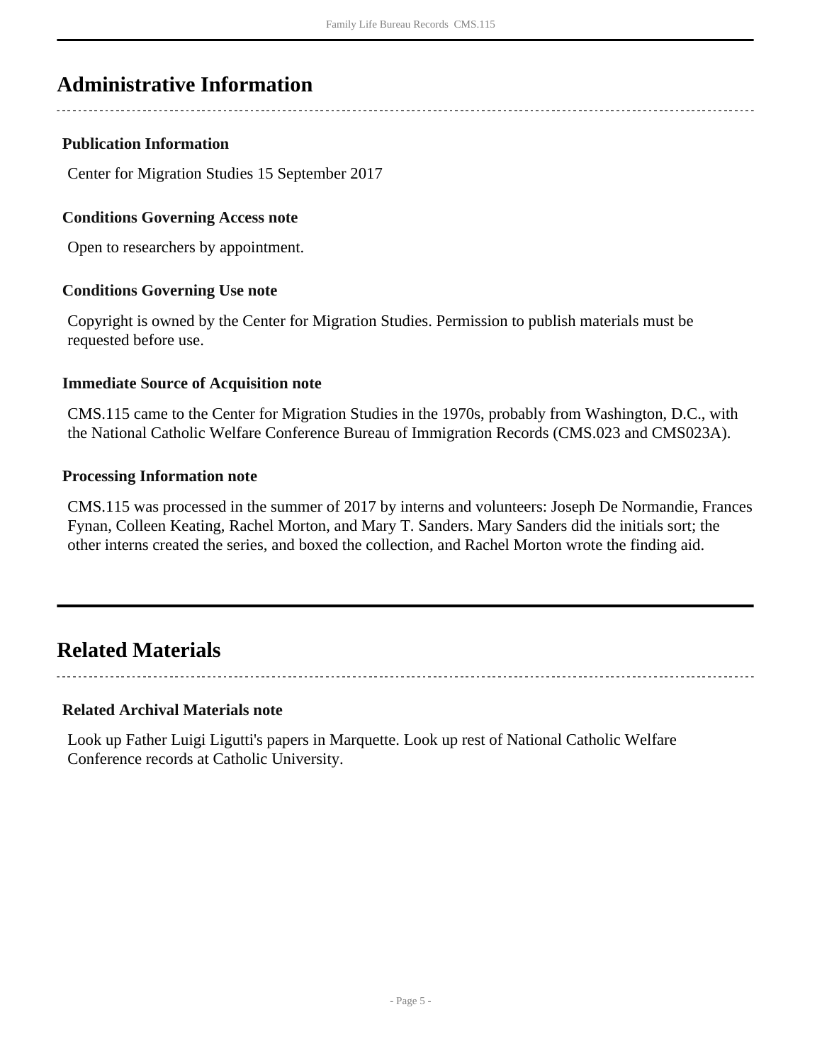## Administrative Information

### Publication Information

Center for Migration Studies 15 September 2017

### Conditions Governing Access note

Open to researchers by appointment.

### Conditions Governing Use note

Copyright is owned by the Center for Migration Studies. Permission to publish materials must be requested before use.

### Immediate Source of Acquisition note

CMS.115 came to the Center for Migration Studies in the 1970s, probably from Washington, D.C., with the National Catholic Welfare Conference Bureau of Immigration Records (CMS.023 and CMS023A).

### Processing Information note

CMS.115 was processed in the summer of 2017 by interns and volunteers: Joseph De Normandie, Frances Fynan, Colleen Keating, Rachel Morton, and Mary T. Sanders. Mary Sanders did the initials sort; the other interns created the series, and boxed the collection, and Rachel Morton wrote the finding aid.

## Related Materials

### Related Archival Materials note

Look up Father Luigi Ligutti's papers in Marquette. Look up rest of National Catholic Welfare Conference records at Catholic University.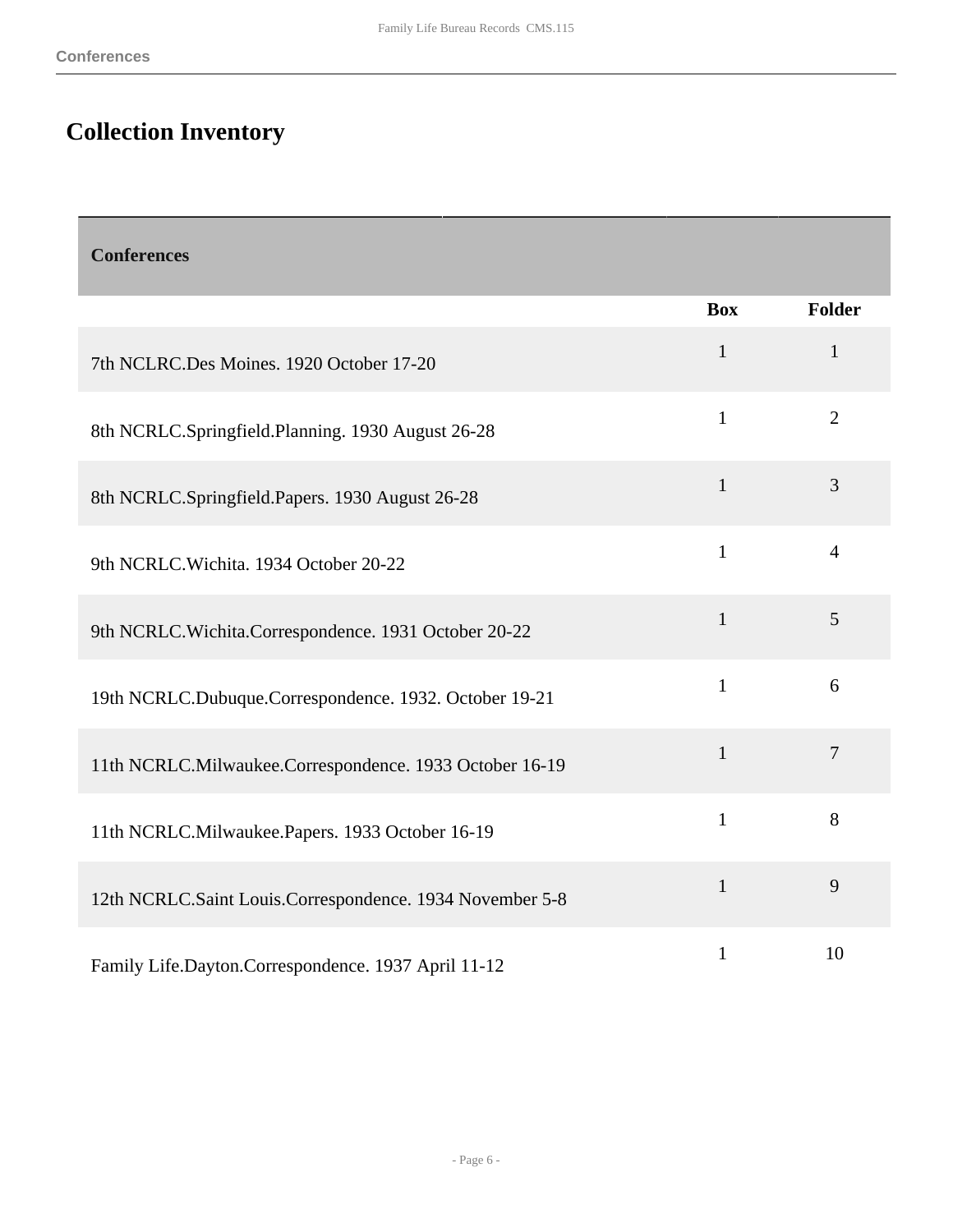## Collection Inventory

| Conferences | Box | Folder |
|---|---|---|
| 7th NCLRC.Des Moines. 1920 October 17-20 | 1 | 1 |
| 8th NCRLC.Springfield.Planning. 1930 August 26-28 | 1 | 2 |
| 8th NCRLC.Springfield.Papers. 1930 August 26-28 | 1 | 3 |
| 9th NCRLC.Wichita. 1934 October 20-22 | 1 | 4 |
| 9th NCRLC.Wichita.Correspondence. 1931 October 20-22 | 1 | 5 |
| 19th NCRLC.Dubuque.Correspondence. 1932. October 19-21 | 1 | 6 |
| 11th NCRLC.Milwaukee.Correspondence. 1933 October 16-19 | 1 | 7 |
| 11th NCRLC.Milwaukee.Papers. 1933 October 16-19 | 1 | 8 |
| 12th NCRLC.Saint Louis.Correspondence. 1934 November 5-8 | 1 | 9 |
| Family Life.Dayton.Correspondence. 1937 April 11-12 | 1 | 10 |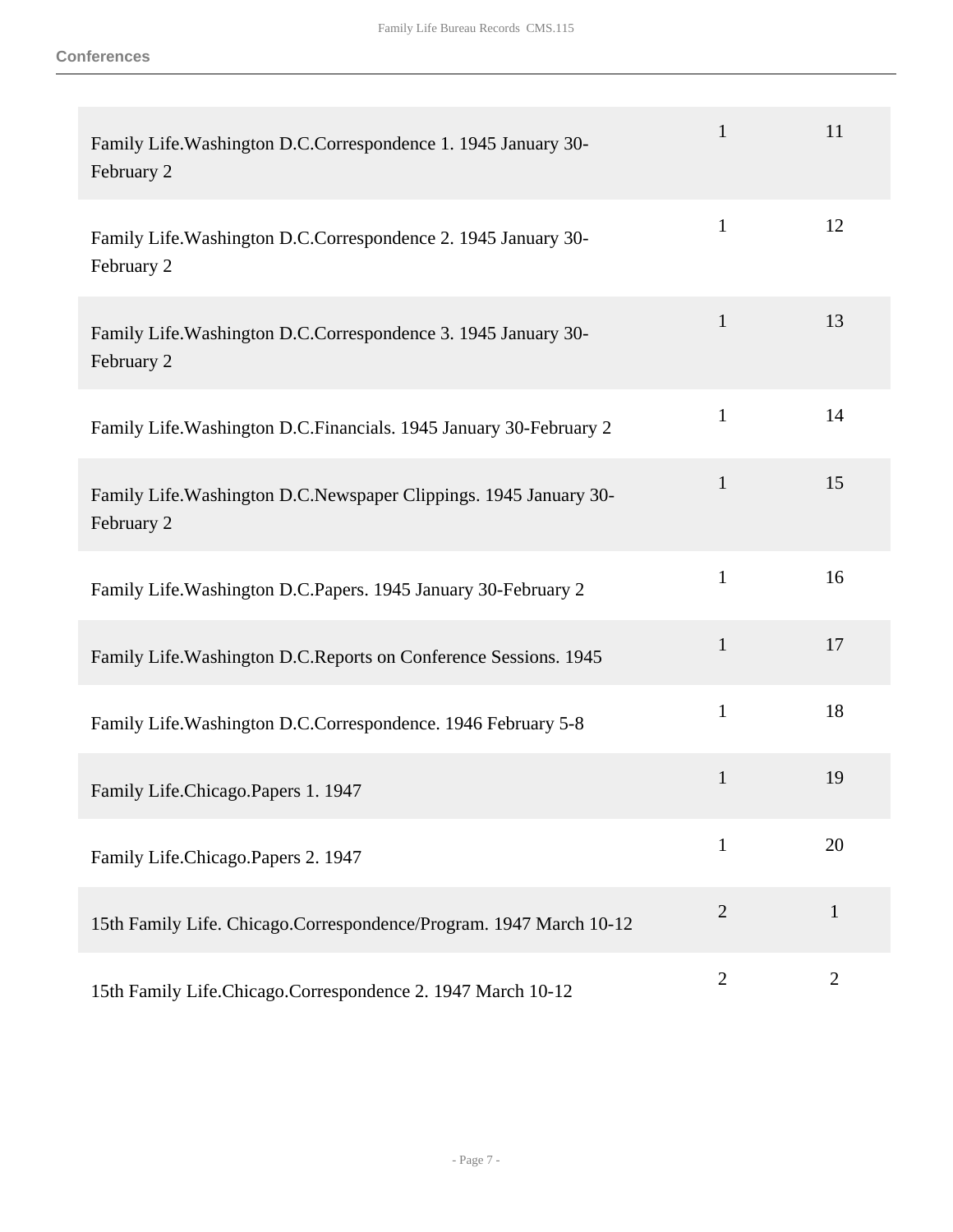| | | |
|---|---|---|
| Family Life.Washington D.C.Correspondence 1. 1945 January 30-February 2 | 1 | 11 |
| Family Life.Washington D.C.Correspondence 2. 1945 January 30-February 2 | 1 | 12 |
| Family Life.Washington D.C.Correspondence 3. 1945 January 30-February 2 | 1 | 13 |
| Family Life.Washington D.C.Financials. 1945 January 30-February 2 | 1 | 14 |
| Family Life.Washington D.C.Newspaper Clippings. 1945 January 30-February 2 | 1 | 15 |
| Family Life.Washington D.C.Papers. 1945 January 30-February 2 | 1 | 16 |
| Family Life.Washington D.C.Reports on Conference Sessions. 1945 | 1 | 17 |
| Family Life.Washington D.C.Correspondence. 1946 February 5-8 | 1 | 18 |
| Family Life.Chicago.Papers 1. 1947 | 1 | 19 |
| Family Life.Chicago.Papers 2. 1947 | 1 | 20 |
| 15th Family Life. Chicago.Correspondence/Program. 1947 March 10-12 | 2 | 1 |
| 15th Family Life.Chicago.Correspondence 2. 1947 March 10-12 | 2 | 2 |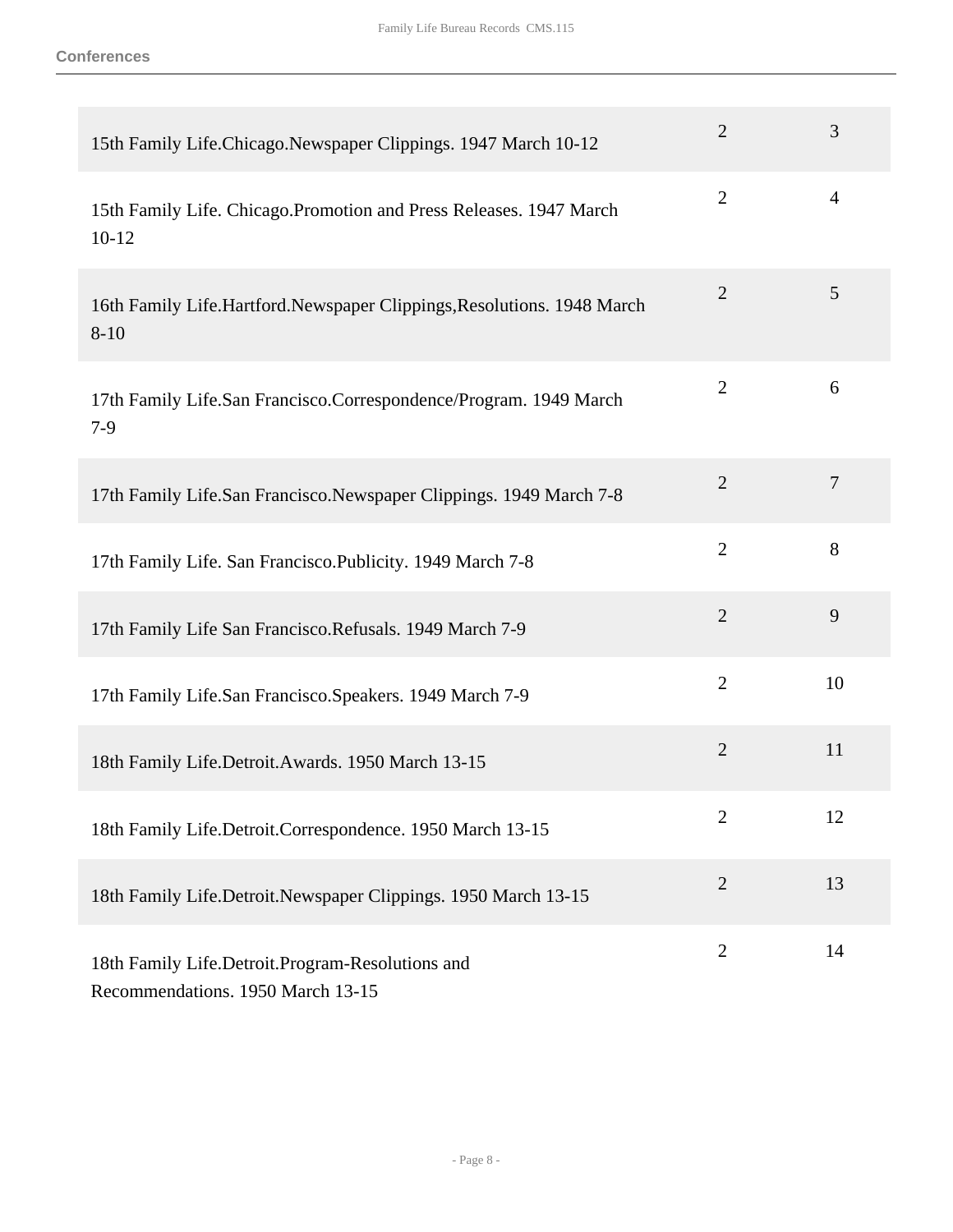## Conferences

| Title | Box | Folder |
|---|---|---|
| 15th Family Life.Chicago.Newspaper Clippings. 1947 March 10-12 | 2 | 3 |
| 15th Family Life. Chicago.Promotion and Press Releases. 1947 March 10-12 | 2 | 4 |
| 16th Family Life.Hartford.Newspaper Clippings,Resolutions. 1948 March 8-10 | 2 | 5 |
| 17th Family Life.San Francisco.Correspondence/Program. 1949 March 7-9 | 2 | 6 |
| 17th Family Life.San Francisco.Newspaper Clippings. 1949 March 7-8 | 2 | 7 |
| 17th Family Life. San Francisco.Publicity. 1949 March 7-8 | 2 | 8 |
| 17th Family Life San Francisco.Refusals. 1949 March 7-9 | 2 | 9 |
| 17th Family Life.San Francisco.Speakers. 1949 March 7-9 | 2 | 10 |
| 18th Family Life.Detroit.Awards. 1950 March 13-15 | 2 | 11 |
| 18th Family Life.Detroit.Correspondence. 1950 March 13-15 | 2 | 12 |
| 18th Family Life.Detroit.Newspaper Clippings. 1950 March 13-15 | 2 | 13 |
| 18th Family Life.Detroit.Program-Resolutions and Recommendations. 1950 March 13-15 | 2 | 14 |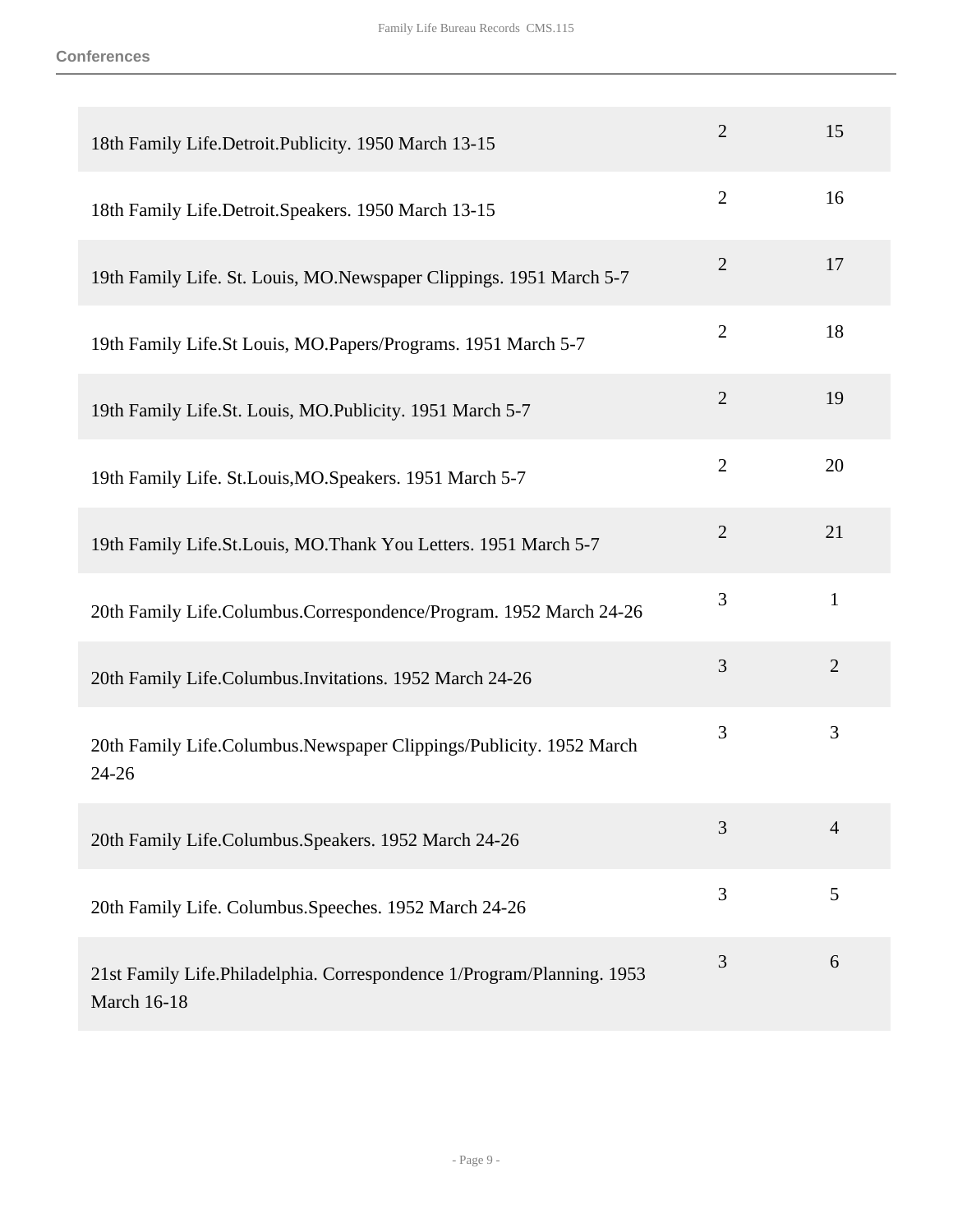## Conferences

| | | |
|---|---|---|
| 18th Family Life.Detroit.Publicity. 1950 March 13-15 | 2 | 15 |
| 18th Family Life.Detroit.Speakers. 1950 March 13-15 | 2 | 16 |
| 19th Family Life. St. Louis, MO.Newspaper Clippings. 1951 March 5-7 | 2 | 17 |
| 19th Family Life.St Louis, MO.Papers/Programs. 1951 March 5-7 | 2 | 18 |
| 19th Family Life.St. Louis, MO.Publicity. 1951 March 5-7 | 2 | 19 |
| 19th Family Life. St.Louis,MO.Speakers. 1951 March 5-7 | 2 | 20 |
| 19th Family Life.St.Louis, MO.Thank You Letters. 1951 March 5-7 | 2 | 21 |
| 20th Family Life.Columbus.Correspondence/Program. 1952 March 24-26 | 3 | 1 |
| 20th Family Life.Columbus.Invitations. 1952 March 24-26 | 3 | 2 |
| 20th Family Life.Columbus.Newspaper Clippings/Publicity. 1952 March 24-26 | 3 | 3 |
| 20th Family Life.Columbus.Speakers. 1952 March 24-26 | 3 | 4 |
| 20th Family Life. Columbus.Speeches. 1952 March 24-26 | 3 | 5 |
| 21st Family Life.Philadelphia. Correspondence 1/Program/Planning. 1953 March 16-18 | 3 | 6 |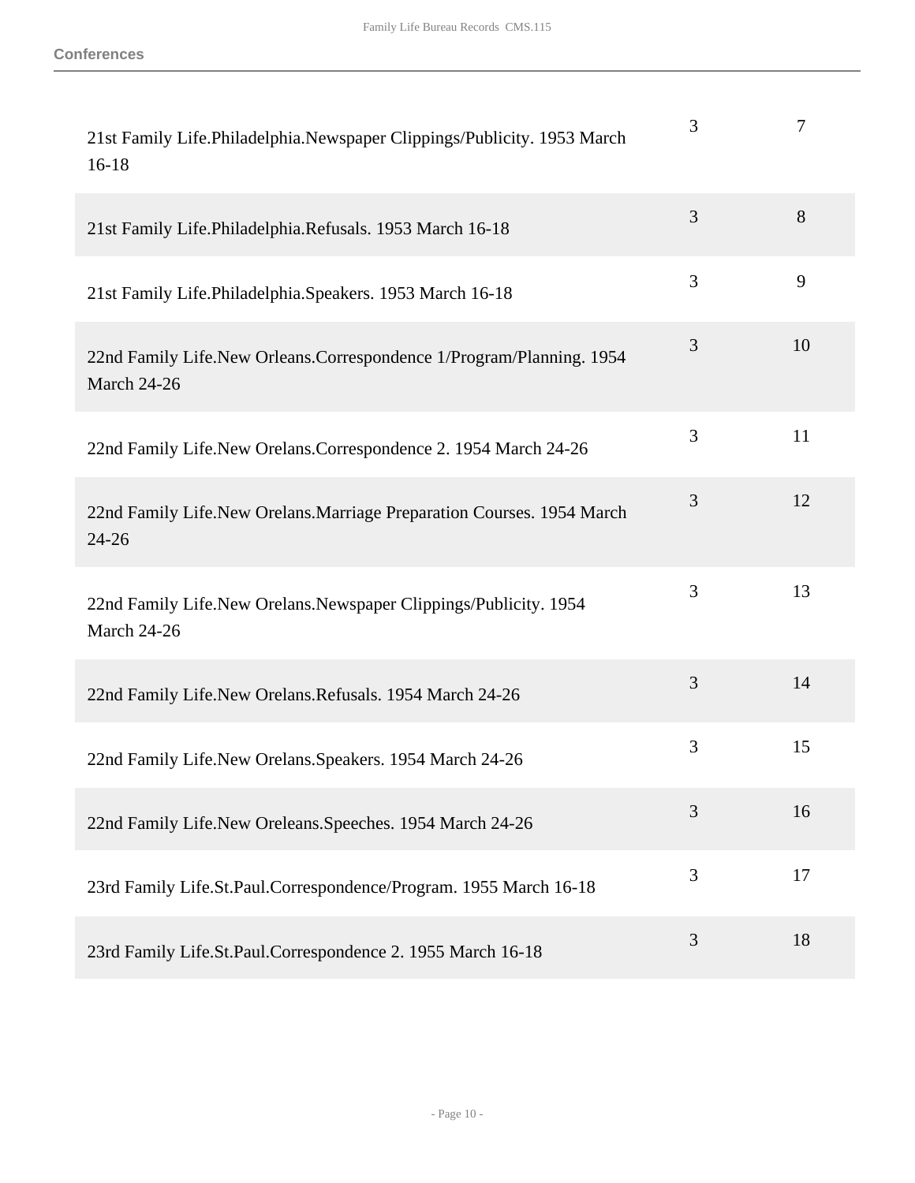**Conferences**

| | | |
|---|---|---|
| 21st Family Life.Philadelphia.Newspaper Clippings/Publicity. 1953 March 16-18 | 3 | 7 |
| 21st Family Life.Philadelphia.Refusals. 1953 March 16-18 | 3 | 8 |
| 21st Family Life.Philadelphia.Speakers. 1953 March 16-18 | 3 | 9 |
| 22nd Family Life.New Orleans.Correspondence 1/Program/Planning. 1954 March 24-26 | 3 | 10 |
| 22nd Family Life.New Orelans.Correspondence 2. 1954 March 24-26 | 3 | 11 |
| 22nd Family Life.New Orelans.Marriage Preparation Courses. 1954 March 24-26 | 3 | 12 |
| 22nd Family Life.New Orelans.Newspaper Clippings/Publicity. 1954 March 24-26 | 3 | 13 |
| 22nd Family Life.New Orelans.Refusals. 1954 March 24-26 | 3 | 14 |
| 22nd Family Life.New Orelans.Speakers. 1954 March 24-26 | 3 | 15 |
| 22nd Family Life.New Oreleans.Speeches. 1954 March 24-26 | 3 | 16 |
| 23rd Family Life.St.Paul.Correspondence/Program. 1955 March 16-18 | 3 | 17 |
| 23rd Family Life.St.Paul.Correspondence 2. 1955 March 16-18 | 3 | 18 |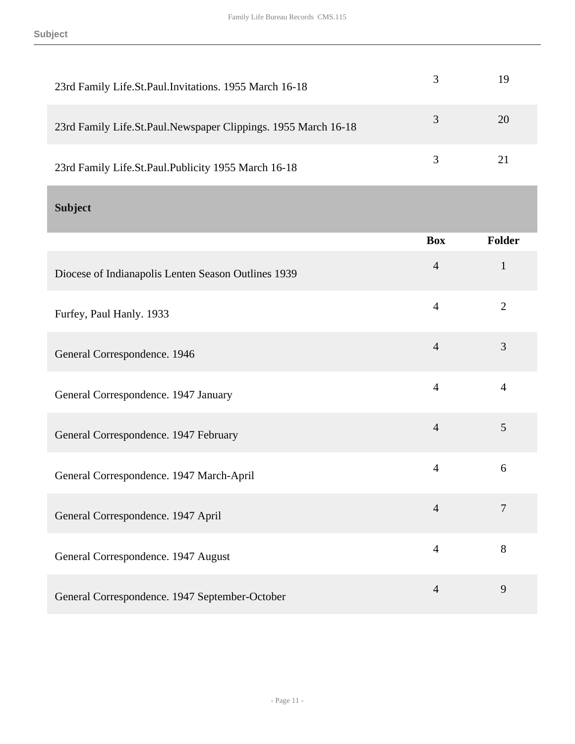| | Box | Folder |
|---|---|---|
| 23rd Family Life.St.Paul.Invitations. 1955 March 16-18 | 3 | 19 |
| 23rd Family Life.St.Paul.Newspaper Clippings. 1955 March 16-18 | 3 | 20 |
| 23rd Family Life.St.Paul.Publicity 1955 March 16-18 | 3 | 21 |

## Subject

| | Box | Folder |
|---|---|---|
| Diocese of Indianapolis Lenten Season Outlines 1939 | 4 | 1 |
| Furfey, Paul Hanly. 1933 | 4 | 2 |
| General Correspondence. 1946 | 4 | 3 |
| General Correspondence. 1947 January | 4 | 4 |
| General Correspondence. 1947 February | 4 | 5 |
| General Correspondence. 1947 March-April | 4 | 6 |
| General Correspondence. 1947 April | 4 | 7 |
| General Correspondence. 1947 August | 4 | 8 |
| General Correspondence. 1947 September-October | 4 | 9 |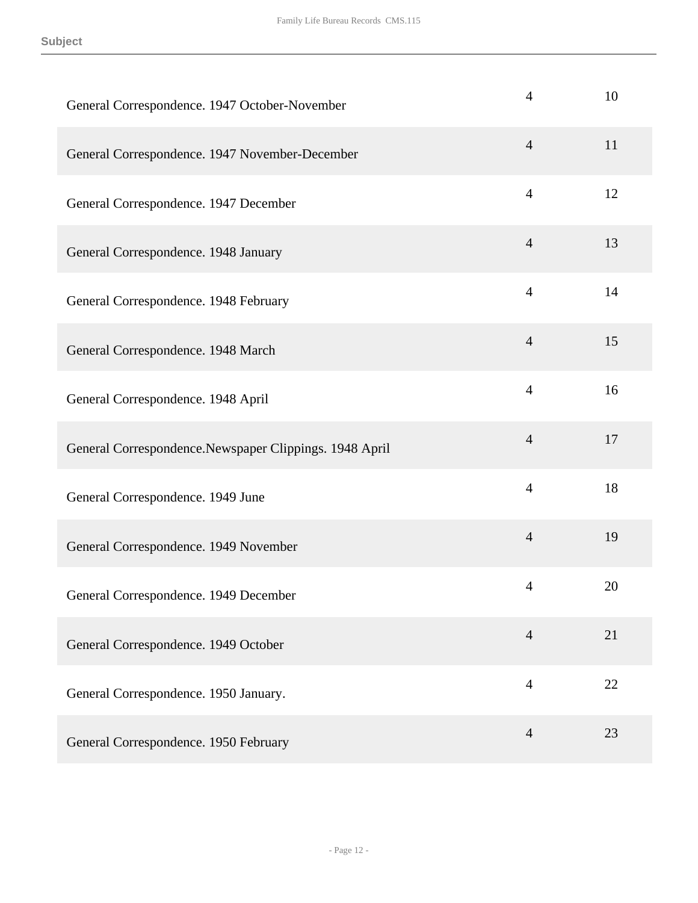| | | |
|---|---|---|
| General Correspondence. 1947 October-November | 4 | 10 |
| General Correspondence. 1947 November-December | 4 | 11 |
| General Correspondence. 1947 December | 4 | 12 |
| General Correspondence. 1948 January | 4 | 13 |
| General Correspondence. 1948 February | 4 | 14 |
| General Correspondence. 1948 March | 4 | 15 |
| General Correspondence. 1948 April | 4 | 16 |
| General Correspondence.Newspaper Clippings. 1948 April | 4 | 17 |
| General Correspondence. 1949 June | 4 | 18 |
| General Correspondence. 1949 November | 4 | 19 |
| General Correspondence. 1949 December | 4 | 20 |
| General Correspondence. 1949 October | 4 | 21 |
| General Correspondence. 1950 January. | 4 | 22 |
| General Correspondence. 1950 February | 4 | 23 |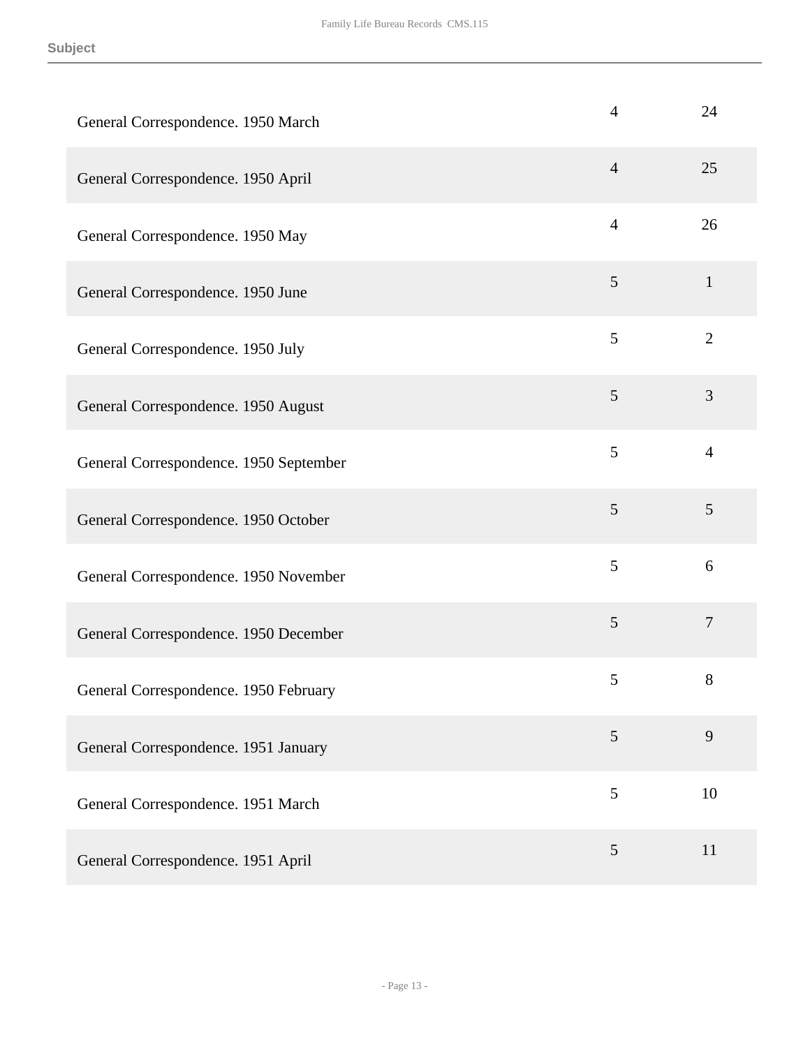Subject

| | | |
|---|---|---|
| General Correspondence. 1950 March | 4 | 24 |
| General Correspondence. 1950 April | 4 | 25 |
| General Correspondence. 1950 May | 4 | 26 |
| General Correspondence. 1950 June | 5 | 1 |
| General Correspondence. 1950 July | 5 | 2 |
| General Correspondence. 1950 August | 5 | 3 |
| General Correspondence. 1950 September | 5 | 4 |
| General Correspondence. 1950 October | 5 | 5 |
| General Correspondence. 1950 November | 5 | 6 |
| General Correspondence. 1950 December | 5 | 7 |
| General Correspondence. 1950 February | 5 | 8 |
| General Correspondence. 1951 January | 5 | 9 |
| General Correspondence. 1951 March | 5 | 10 |
| General Correspondence. 1951 April | 5 | 11 |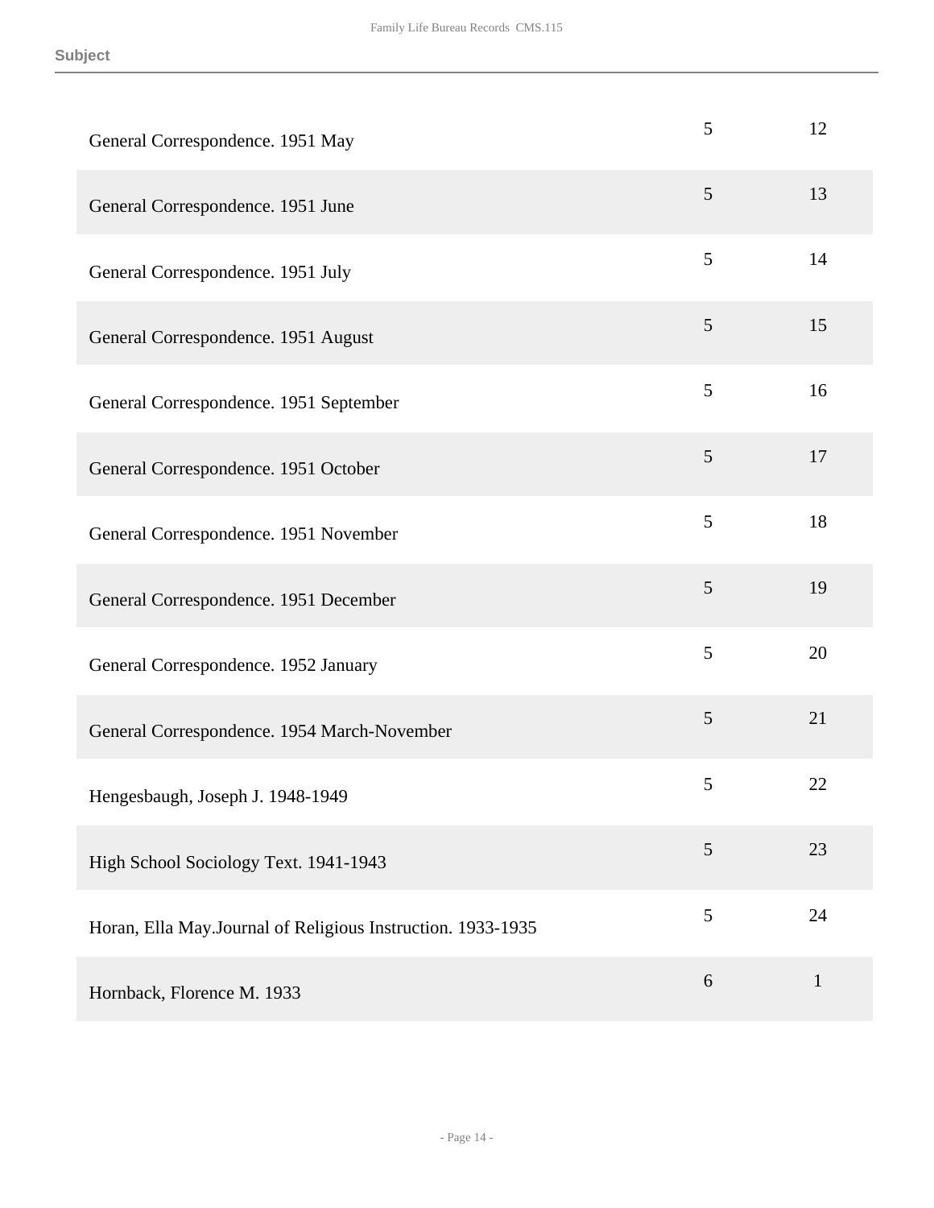| Subject | Box | Folder |
|---|---|---|
| General Correspondence. 1951 May | 5 | 12 |
| General Correspondence. 1951 June | 5 | 13 |
| General Correspondence. 1951 July | 5 | 14 |
| General Correspondence. 1951 August | 5 | 15 |
| General Correspondence. 1951 September | 5 | 16 |
| General Correspondence. 1951 October | 5 | 17 |
| General Correspondence. 1951 November | 5 | 18 |
| General Correspondence. 1951 December | 5 | 19 |
| General Correspondence. 1952 January | 5 | 20 |
| General Correspondence. 1954 March-November | 5 | 21 |
| Hengesbaugh, Joseph J. 1948-1949 | 5 | 22 |
| High School Sociology Text. 1941-1943 | 5 | 23 |
| Horan, Ella May.Journal of Religious Instruction. 1933-1935 | 5 | 24 |
| Hornback, Florence M. 1933 | 6 | 1 |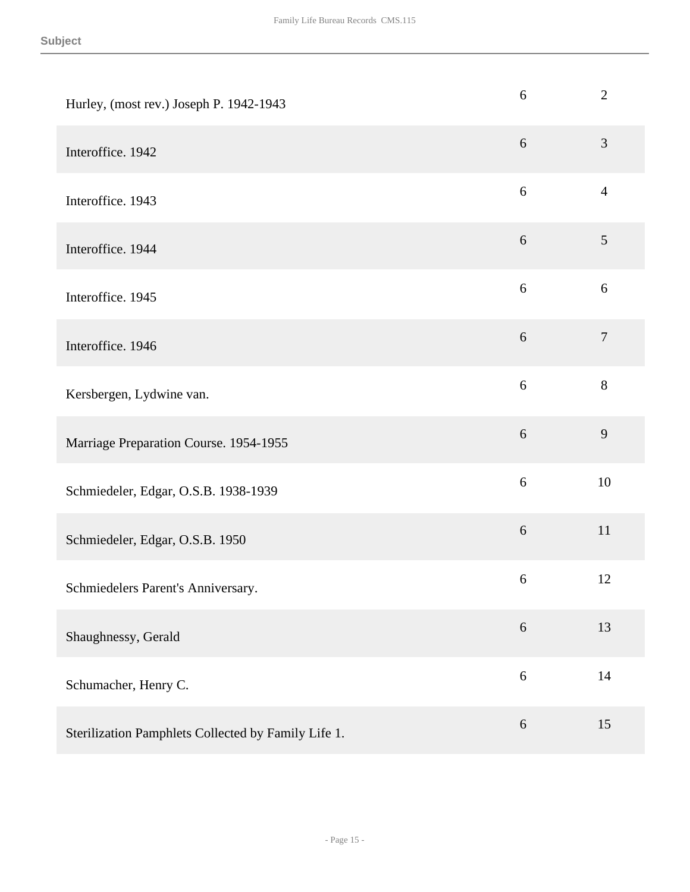**Subject**

| | | |
|---|---|---|
| Hurley, (most rev.) Joseph P. 1942-1943 | 6 | 2 |
| Interoffice. 1942 | 6 | 3 |
| Interoffice. 1943 | 6 | 4 |
| Interoffice. 1944 | 6 | 5 |
| Interoffice. 1945 | 6 | 6 |
| Interoffice. 1946 | 6 | 7 |
| Kersbergen, Lydwine van. | 6 | 8 |
| Marriage Preparation Course. 1954-1955 | 6 | 9 |
| Schmiedeler, Edgar, O.S.B. 1938-1939 | 6 | 10 |
| Schmiedeler, Edgar, O.S.B. 1950 | 6 | 11 |
| Schmiedelers Parent's Anniversary. | 6 | 12 |
| Shaughnessy, Gerald | 6 | 13 |
| Schumacher, Henry C. | 6 | 14 |
| Sterilization Pamphlets Collected by Family Life 1. | 6 | 15 |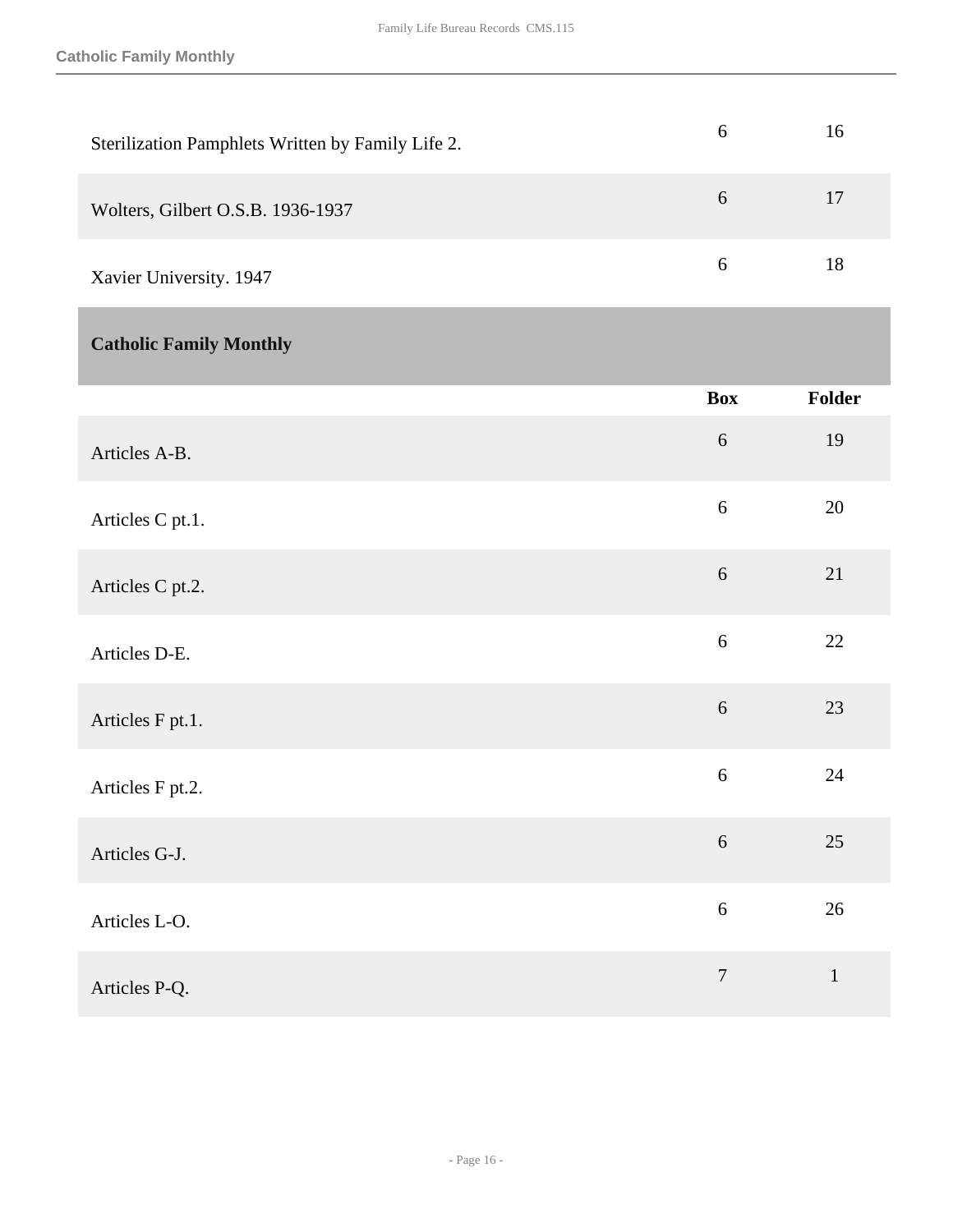| | Box | Folder |
|---|---|---|
| Sterilization Pamphlets Written by Family Life 2. | 6 | 16 |
| Wolters, Gilbert O.S.B. 1936-1937 | 6 | 17 |
| Xavier University. 1947 | 6 | 18 |

## Catholic Family Monthly

| | Box | Folder |
|---|---|---|
| Articles A-B. | 6 | 19 |
| Articles C pt.1. | 6 | 20 |
| Articles C pt.2. | 6 | 21 |
| Articles D-E. | 6 | 22 |
| Articles F pt.1. | 6 | 23 |
| Articles F pt.2. | 6 | 24 |
| Articles G-J. | 6 | 25 |
| Articles L-O. | 6 | 26 |
| Articles P-Q. | 7 | 1 |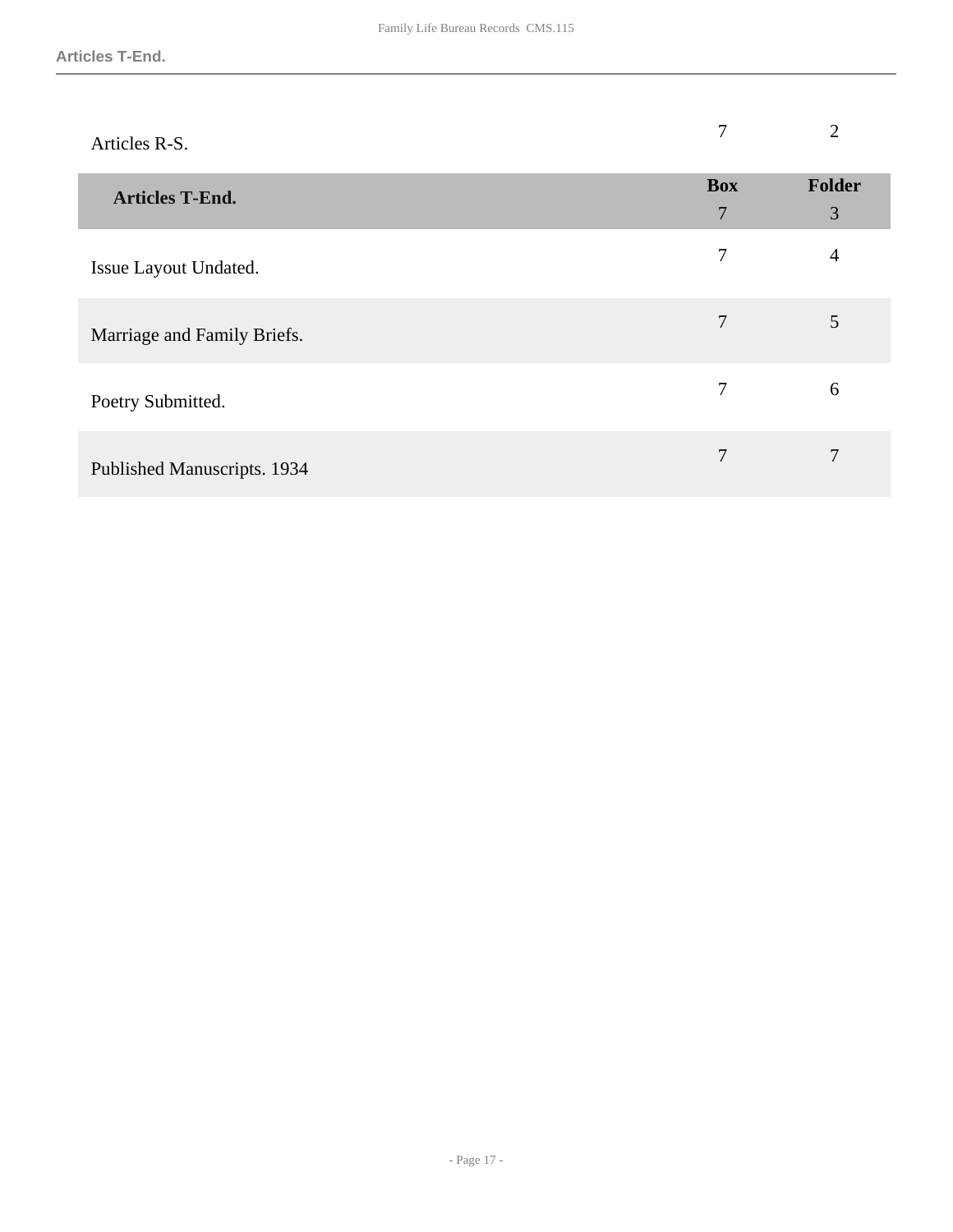| | | |
|---|---|---|
| Articles R-S. | 7 | 2 |
| **Articles T-End.** | **Box** 7 | **Folder** 3 |
| Issue Layout Undated. | 7 | 4 |
| Marriage and Family Briefs. | 7 | 5 |
| Poetry Submitted. | 7 | 6 |
| Published Manuscripts. 1934 | 7 | 7 |